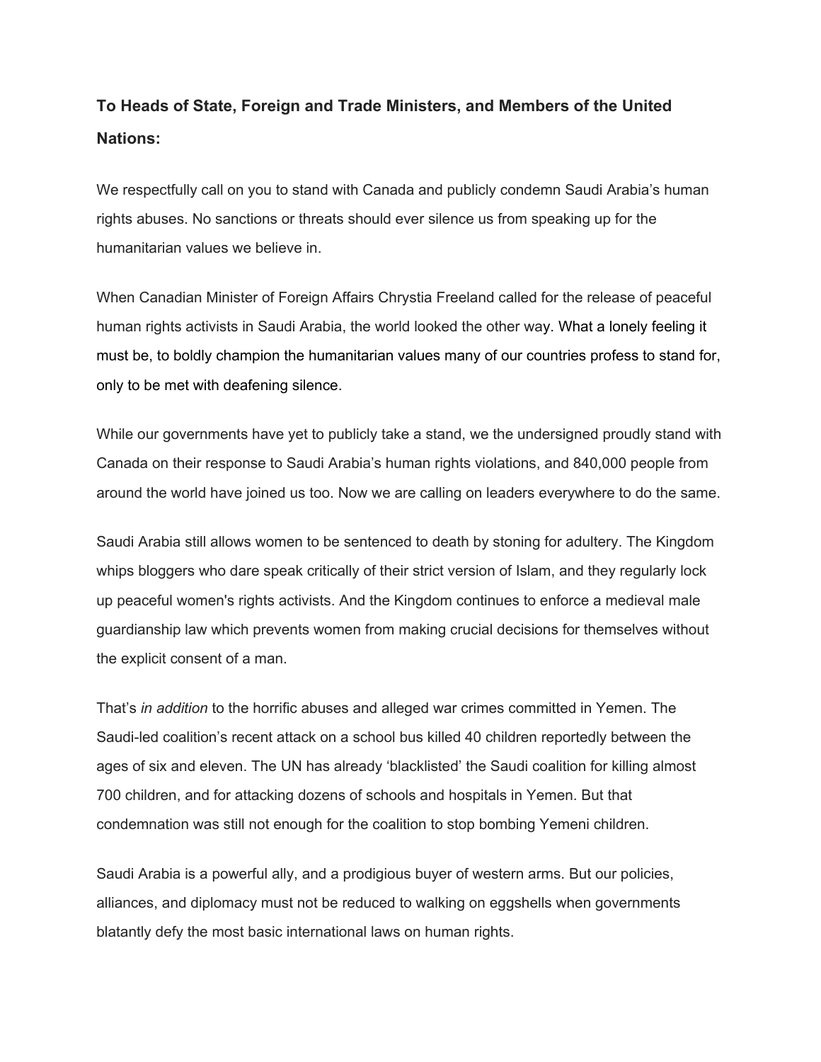**To Heads of State, Foreign and Trade Ministers, and Members of the United Nations:**

We respectfully call on you to stand with Canada and publicly condemn Saudi Arabia's human rights abuses. No sanctions or threats should ever silence us from speaking up for the humanitarian values we believe in.

When Canadian Minister of Foreign Affairs Chrystia Freeland called for the release of peaceful human rights activists in Saudi Arabia, the world looked the other way. What a lonely feeling it must be, to boldly champion the humanitarian values many of our countries profess to stand for, only to be met with deafening silence.

While our governments have yet to publicly take a stand, we the undersigned proudly stand with Canada on their response to Saudi Arabia's human rights violations, and 840,000 people from around the world have joined us too. Now we are calling on leaders everywhere to do the same.

Saudi Arabia still allows women to be sentenced to death by stoning for adultery. The Kingdom whips bloggers who dare speak critically of their strict version of Islam, and they regularly lock up peaceful women's rights activists. And the Kingdom continues to enforce a medieval male guardianship law which prevents women from making crucial decisions for themselves without the explicit consent of a man.

That's *in addition* to the horrific abuses and alleged war crimes committed in Yemen. The Saudi-led coalition's recent attack on a school bus killed 40 children reportedly between the ages of six and eleven. The UN has already 'blacklisted' the Saudi coalition for killing almost 700 children, and for attacking dozens of schools and hospitals in Yemen. But that condemnation was still not enough for the coalition to stop bombing Yemeni children.

Saudi Arabia is a powerful ally, and a prodigious buyer of western arms. But our policies, alliances, and diplomacy must not be reduced to walking on eggshells when governments blatantly defy the most basic international laws on human rights.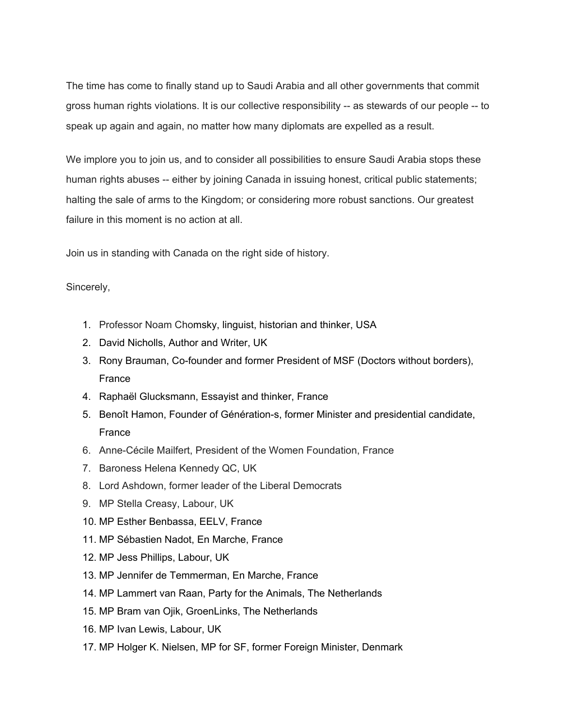The time has come to finally stand up to Saudi Arabia and all other governments that commit gross human rights violations. It is our collective responsibility -- as stewards of our people -- to speak up again and again, no matter how many diplomats are expelled as a result.

We implore you to join us, and to consider all possibilities to ensure Saudi Arabia stops these human rights abuses -- either by joining Canada in issuing honest, critical public statements; halting the sale of arms to the Kingdom; or considering more robust sanctions. Our greatest failure in this moment is no action at all.

Join us in standing with Canada on the right side of history.

Sincerely,

1. Professor Noam Chomsky, linguist, historian and thinker, USA
2. David Nicholls, Author and Writer, UK
3. Rony Brauman, Co-founder and former President of MSF (Doctors without borders), France
4. Raphaël Glucksmann, Essayist and thinker, France
5. Benoît Hamon, Founder of Génération-s, former Minister and presidential candidate, France
6. Anne-Cécile Mailfert, President of the Women Foundation, France
7. Baroness Helena Kennedy QC, UK
8. Lord Ashdown, former leader of the Liberal Democrats
9. MP Stella Creasy, Labour, UK
10. MP Esther Benbassa, EELV, France
11. MP Sébastien Nadot, En Marche, France
12. MP Jess Phillips, Labour, UK
13. MP Jennifer de Temmerman, En Marche, France
14. MP Lammert van Raan, Party for the Animals, The Netherlands
15. MP Bram van Ojik, GroenLinks, The Netherlands
16. MP Ivan Lewis, Labour, UK
17. MP Holger K. Nielsen, MP for SF, former Foreign Minister, Denmark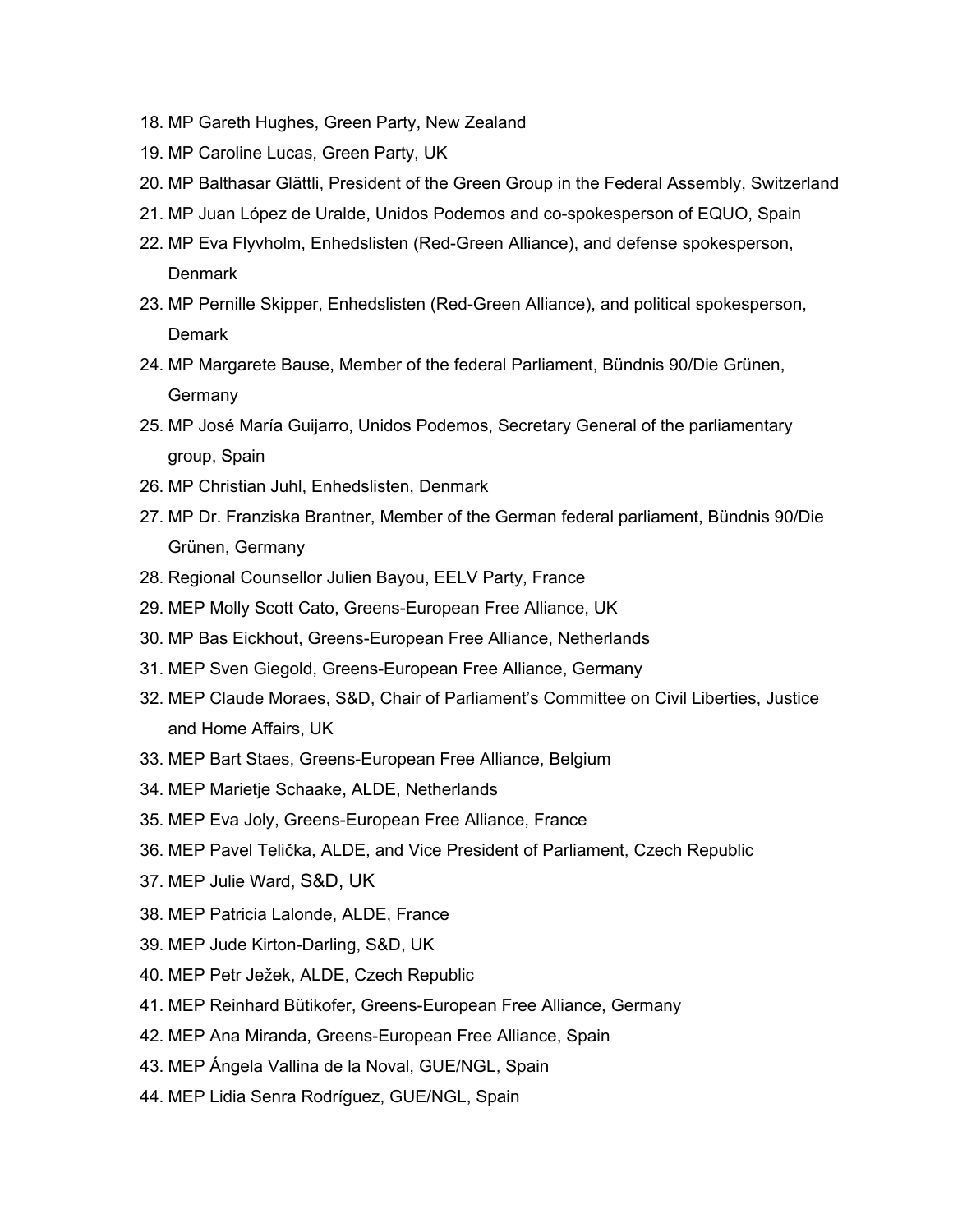18. MP Gareth Hughes, Green Party, New Zealand
19. MP Caroline Lucas, Green Party, UK
20. MP Balthasar Glättli, President of the Green Group in the Federal Assembly, Switzerland
21. MP Juan López de Uralde, Unidos Podemos and co-spokesperson of EQUO, Spain
22. MP Eva Flyvholm, Enhedslisten (Red-Green Alliance), and defense spokesperson, Denmark
23. MP Pernille Skipper, Enhedslisten (Red-Green Alliance), and political spokesperson, Demark
24. MP Margarete Bause, Member of the federal Parliament, Bündnis 90/Die Grünen, Germany
25. MP José María Guijarro, Unidos Podemos, Secretary General of the parliamentary group, Spain
26. MP Christian Juhl, Enhedslisten, Denmark
27. MP Dr. Franziska Brantner, Member of the German federal parliament, Bündnis 90/Die Grünen, Germany
28. Regional Counsellor Julien Bayou, EELV Party, France
29. MEP Molly Scott Cato, Greens-European Free Alliance, UK
30. MP Bas Eickhout, Greens-European Free Alliance, Netherlands
31. MEP Sven Giegold, Greens-European Free Alliance, Germany
32. MEP Claude Moraes, S&D, Chair of Parliament's Committee on Civil Liberties, Justice and Home Affairs, UK
33. MEP Bart Staes, Greens-European Free Alliance, Belgium
34. MEP Marietje Schaake, ALDE, Netherlands
35. MEP Eva Joly, Greens-European Free Alliance, France
36. MEP Pavel Telička, ALDE, and Vice President of Parliament, Czech Republic
37. MEP Julie Ward, S&D, UK
38. MEP Patricia Lalonde, ALDE, France
39. MEP Jude Kirton-Darling, S&D, UK
40. MEP Petr Ježek, ALDE, Czech Republic
41. MEP Reinhard Bütikofer, Greens-European Free Alliance, Germany
42. MEP Ana Miranda, Greens-European Free Alliance, Spain
43. MEP Ángela Vallina de la Noval, GUE/NGL, Spain
44. MEP Lidia Senra Rodríguez, GUE/NGL, Spain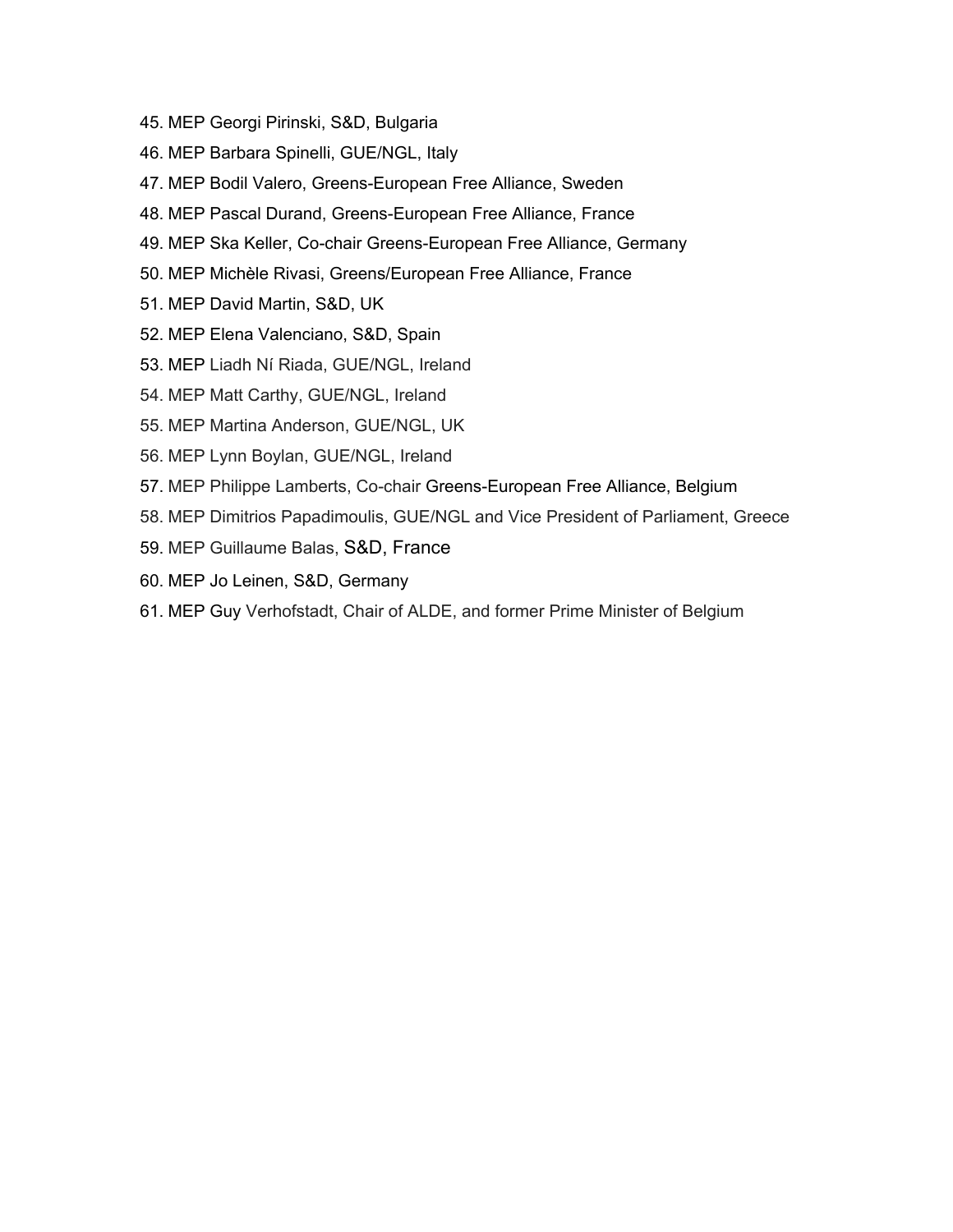45. MEP Georgi Pirinski, S&D, Bulgaria
46. MEP Barbara Spinelli, GUE/NGL, Italy
47. MEP Bodil Valero, Greens-European Free Alliance, Sweden
48. MEP Pascal Durand, Greens-European Free Alliance, France
49. MEP Ska Keller, Co-chair Greens-European Free Alliance, Germany
50. MEP Michèle Rivasi, Greens/European Free Alliance, France
51. MEP David Martin, S&D, UK
52. MEP Elena Valenciano, S&D, Spain
53. MEP Liadh Ní Riada, GUE/NGL, Ireland
54. MEP Matt Carthy, GUE/NGL, Ireland
55. MEP Martina Anderson, GUE/NGL, UK
56. MEP Lynn Boylan, GUE/NGL, Ireland
57. MEP Philippe Lamberts, Co-chair Greens-European Free Alliance, Belgium
58. MEP Dimitrios Papadimoulis, GUE/NGL and Vice President of Parliament, Greece
59. MEP Guillaume Balas, S&D, France
60. MEP Jo Leinen, S&D, Germany
61. MEP Guy Verhofstadt, Chair of ALDE, and former Prime Minister of Belgium